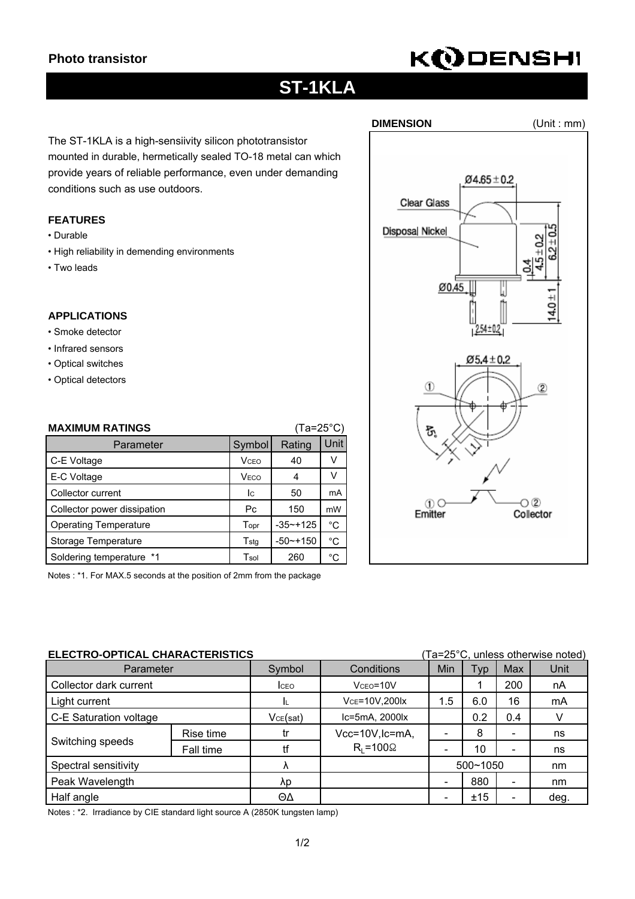**Photo transistor**

KODENSHI

# ST-1KLA

The ST-1KLA is a high-sensiivity silicon phototransistor mounted in durable, hermetically sealed TO-18 metal can which provide years of reliable performance, even under demanding conditions such as use outdoors.

### FEATURES

- Durable
- High reliability in demending environments
- Two leads

### APPLICATIONS

- Smoke detector
- Infrared sensors
- Optical switches
- Optical detectors

### DIMENSION

(Unit : mm)

Clear Glass
Disposal Nickel
Ø4.65 ± 0.2
Ø0.45
0.4
4.5 ± 0.2
6.2 ± 0.5
14.0 ± 1
2.54±0.2
Ø5.4 ± 0.2
① ②
45°
1
① Emitter
② Collector

### MAXIMUM RATINGS

(Ta=25°C)

| Parameter | Symbol | Rating | Unit |
|---|---|---|---|
| C-E Voltage | $V_{CEO}$ | 40 | V |
| E-C Voltage | $V_{ECO}$ | 4 | V |
| Collector current | $I_C$ | 50 | mA |
| Collector power dissipation | Pc | 150 | mW |
| Operating Temperature | $T_{opr}$ | -35~+125 | °C |
| Storage Temperature | $T_{stg}$ | -50~+150 | °C |
| Soldering temperature *1 | $T_{sol}$ | 260 | °C |

Notes : *1. For MAX.5 seconds at the position of 2mm from the package

### ELECTRO-OPTICAL CHARACTERISTICS

(Ta=25°C, unless otherwise noted)

| Parameter | | Symbol | Conditions | Min | Typ | Max | Unit |
|---|---|---|---|---|---|---|---|
| Collector dark current | | $I_{CEO}$ | $V_{CEO}$=10V | | 1 | 200 | nA |
| Light current | | $I_L$ | $V_{CE}$=10V,200lx | 1.5 | 6.0 | 16 | mA |
| C-E Saturation voltage | | $V_{CE}$(sat) | Ic=5mA, 2000lx | | 0.2 | 0.4 | V |
| Switching speeds | Rise time | tr | Vcc=10V,Ic=mA, $R_L$=100Ω | - | 8 | - | ns |
| | Fall time | tf | | - | 10 | - | ns |
| Spectral sensitivity | | λ | | 500~1050 | | | nm |
| Peak Wavelength | | λp | | - | 880 | - | nm |
| Half angle | | ΘΔ | | - | ±15 | - | deg. |

Notes : *2. Irradiance by CIE standard light source A (2850K tungsten lamp)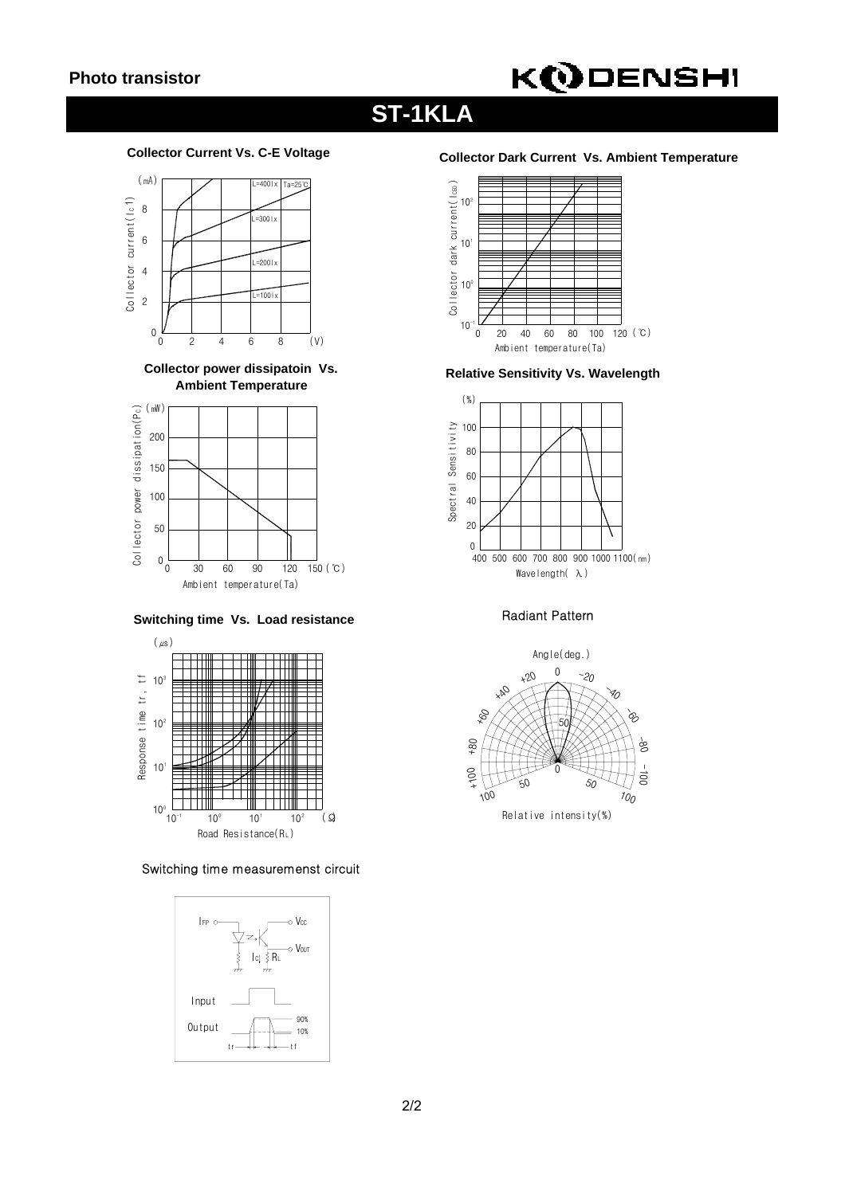Photo transistor

KODENSHI

# ST-1KLA

### Collector Current Vs. C-E Voltage

(mA)
Collector current($I_C$1)
8
6
4
2
0
0 2 4 6 8 (V)
L=400lx
Ta=25℃
L=300lx
L=200lx
L=100lx

### Collector Dark Current Vs. Ambient Temperature

Collector dark current($I_{CEO}$)
$10^2$
$10^1$
$10^0$
$10^{-1}$
0 20 40 60 80 100 120 (℃)
Ambient temperature(Ta)

### Collector power dissipatoin Vs. Ambient Temperature

(mW)
Collector power dissipation($P_C$)
200
150
100
50
0
0 30 60 90 120 150 (℃)
Ambient temperature(Ta)

### Relative Sensitivity Vs. Wavelength

(%)
Spectral Sensitivity
100
80
60
40
20
0
400 500 600 700 800 900 1000 1100(nm)
Wavelength( λ )

### Switching time Vs. Load resistance

(μs)
Response time tr, tf
$10^3$
$10^2$
$10^1$
$10^0$
$10^{-1}$ $10^0$ $10^1$ $10^2$ (Ω)
Road Resistance($R_L$)

### Radiant Pattern

Angle(deg.)
0
+20 -20
+40 -40
+60 -60
+80 -80
+100 -100
50
0
100 50 50 100
Relative intensity(%)

### Switching time measuremenst circuit

$I_{FP}$
$V_{CC}$
$V_{OUT}$
$I_C$
$R_L$
Input
Output
90%
10%
tr
tf